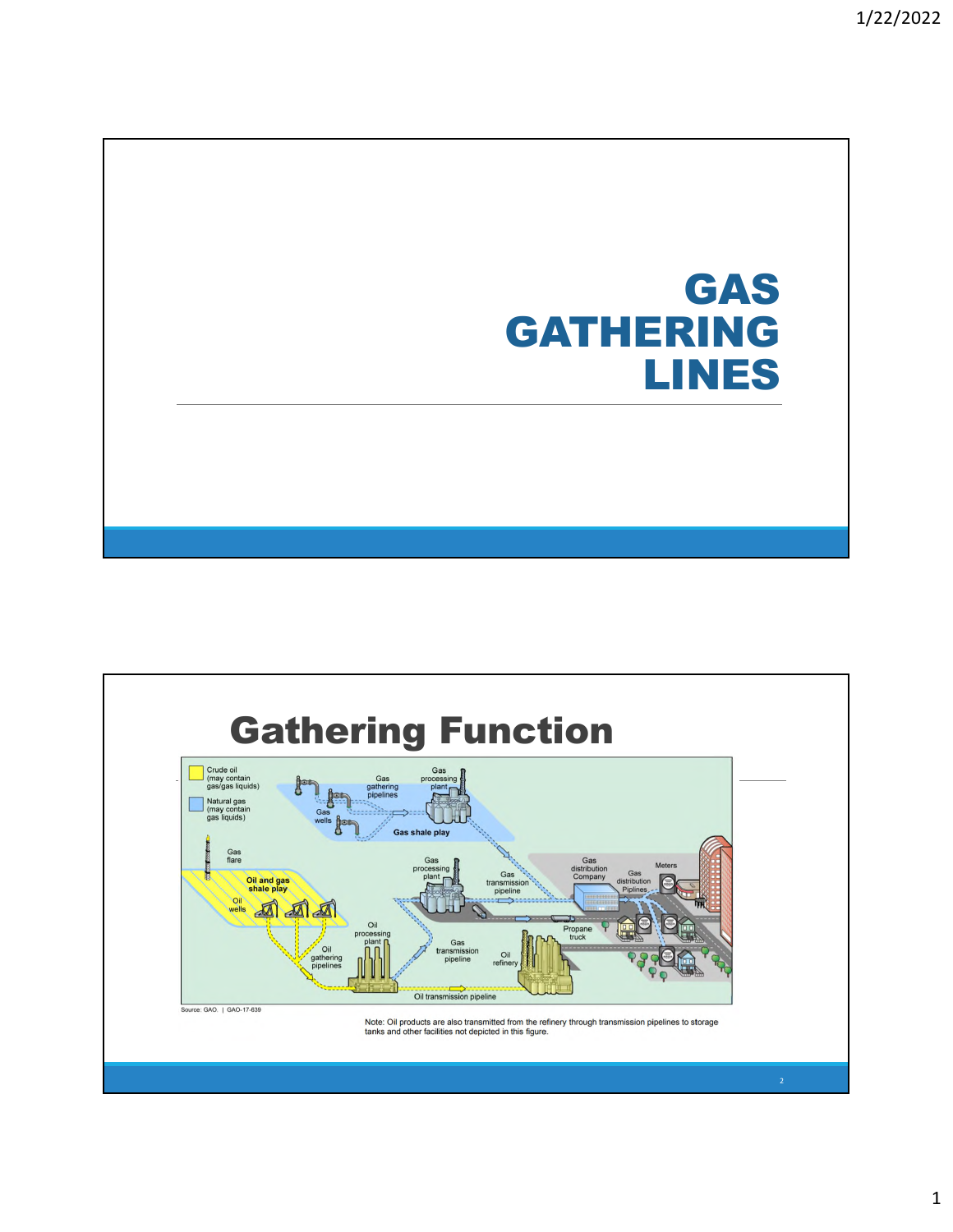# GAS GATHERING LINES

## Gathering Function

Source: GAO. | GAO-17-639

Note: Oil products are also transmitted from the refinery through transmission pipelines to storage tanks and other facilities not depicted in this figure.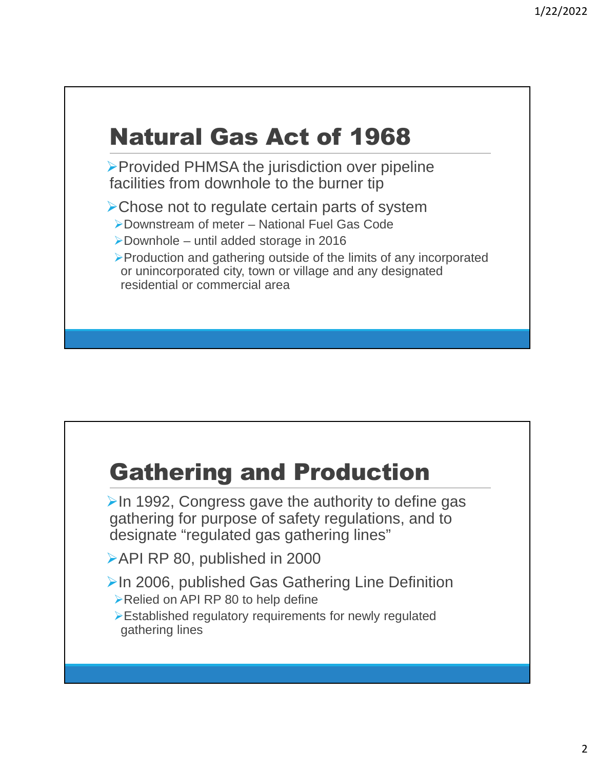## Natural Gas Act of 1968

- Provided PHMSA the jurisdiction over pipeline facilities from downhole to the burner tip
- Chose not to regulate certain parts of system
  - Downstream of meter – National Fuel Gas Code
  - Downhole – until added storage in 2016
  - Production and gathering outside of the limits of any incorporated or unincorporated city, town or village and any designated residential or commercial area

## Gathering and Production

- In 1992, Congress gave the authority to define gas gathering for purpose of safety regulations, and to designate "regulated gas gathering lines"
- API RP 80, published in 2000
- In 2006, published Gas Gathering Line Definition
  - Relied on API RP 80 to help define
  - Established regulatory requirements for newly regulated gathering lines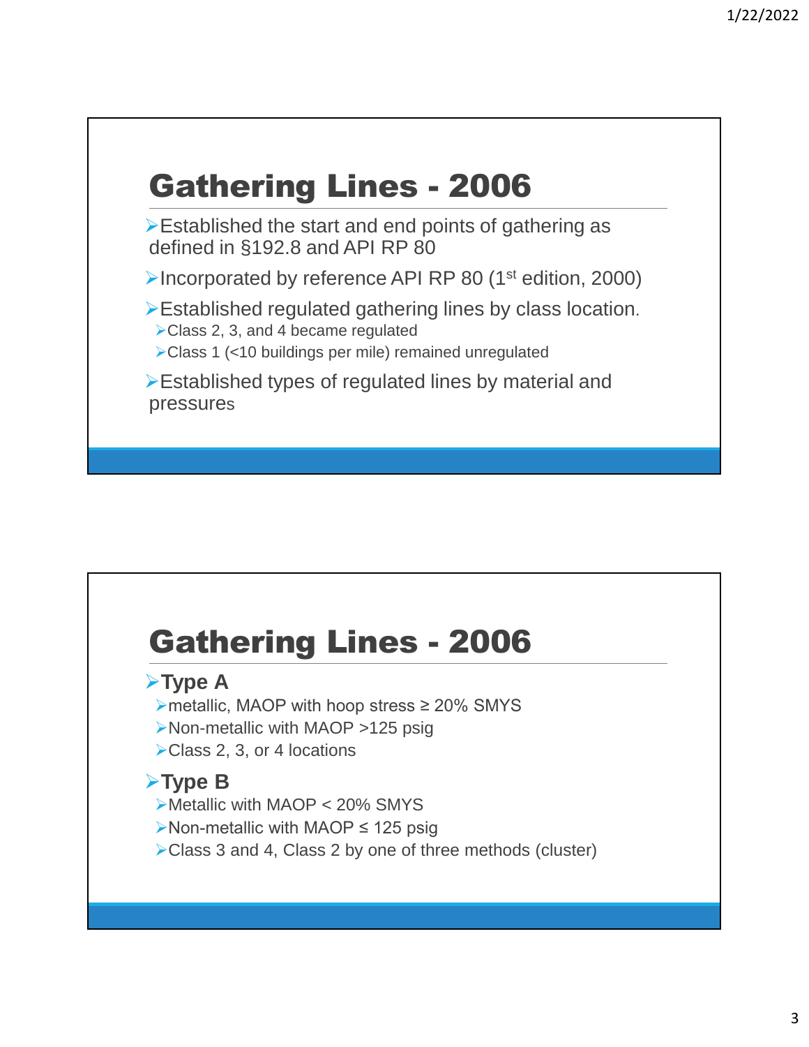# Gathering Lines - 2006

- Established the start and end points of gathering as defined in §192.8 and API RP 80
- Incorporated by reference API RP 80 (1st edition, 2000)
- Established regulated gathering lines by class location.
  - Class 2, 3, and 4 became regulated
  - Class 1 (<10 buildings per mile) remained unregulated
- Established types of regulated lines by material and pressures

# Gathering Lines - 2006

- **Type A**
  - metallic, MAOP with hoop stress ≥ 20% SMYS
  - Non-metallic with MAOP >125 psig
  - Class 2, 3, or 4 locations
- **Type B**
  - Metallic with MAOP < 20% SMYS
  - Non-metallic with MAOP ≤ 125 psig
  - Class 3 and 4, Class 2 by one of three methods (cluster)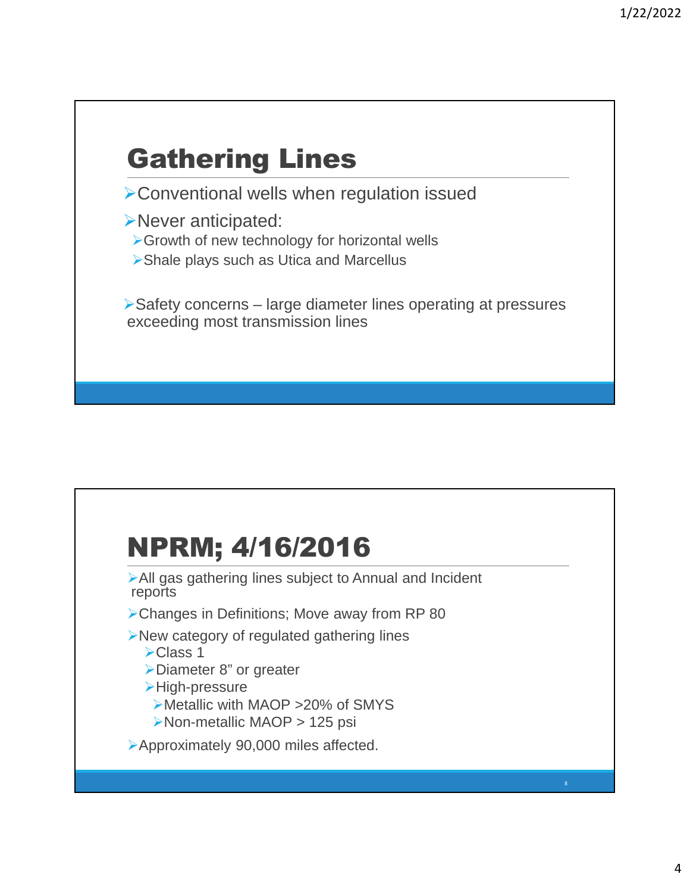## Gathering Lines

- Conventional wells when regulation issued
- Never anticipated:
  - Growth of new technology for horizontal wells
  - Shale plays such as Utica and Marcellus

- Safety concerns – large diameter lines operating at pressures exceeding most transmission lines

## NPRM; 4/16/2016

- All gas gathering lines subject to Annual and Incident reports
- Changes in Definitions; Move away from RP 80
- New category of regulated gathering lines
  - Class 1
  - Diameter 8" or greater
  - High-pressure
    - Metallic with MAOP >20% of SMYS
    - Non-metallic MAOP > 125 psi
- Approximately 90,000 miles affected.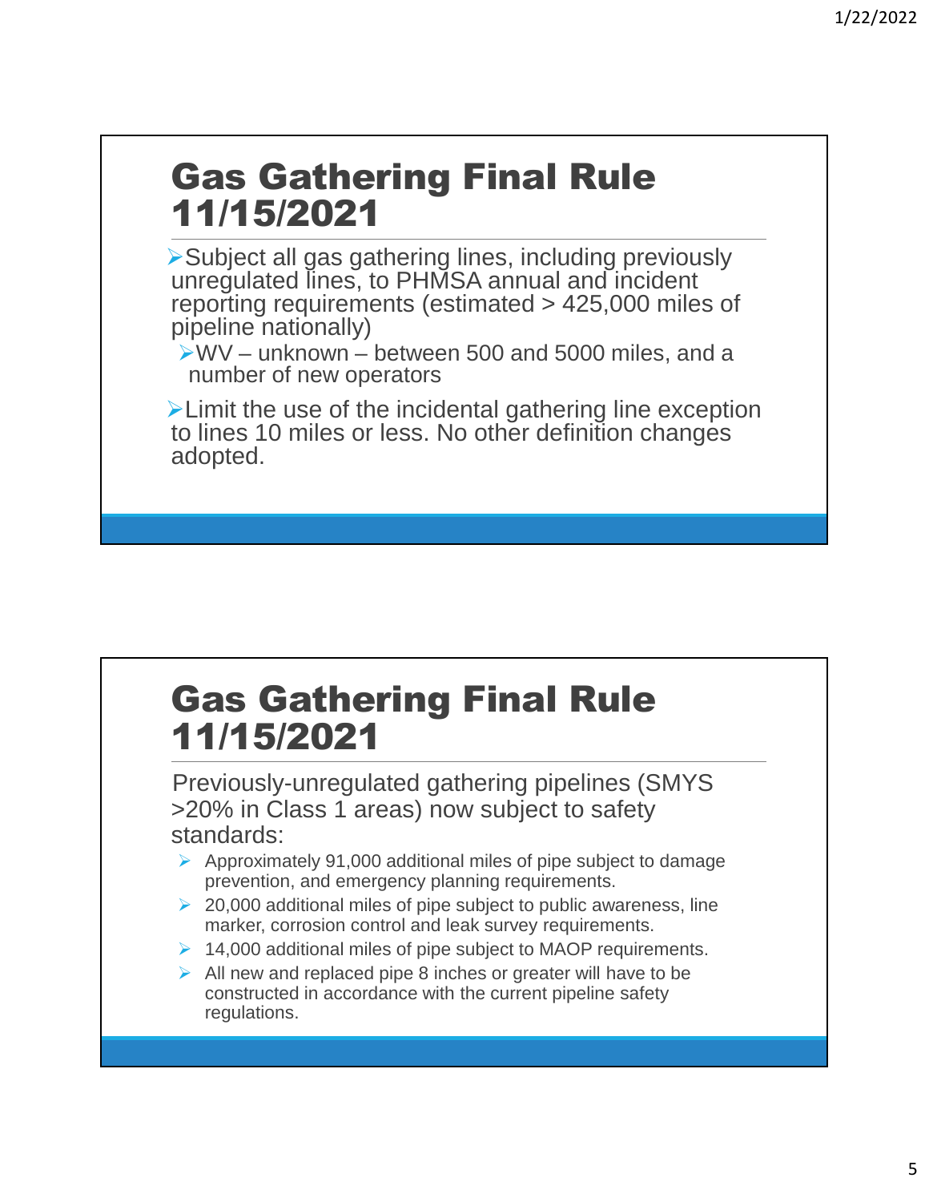## Gas Gathering Final Rule 11/15/2021

- Subject all gas gathering lines, including previously unregulated lines, to PHMSA annual and incident reporting requirements (estimated > 425,000 miles of pipeline nationally)
  - WV – unknown – between 500 and 5000 miles, and a number of new operators
- Limit the use of the incidental gathering line exception to lines 10 miles or less. No other definition changes adopted.

## Gas Gathering Final Rule 11/15/2021

Previously-unregulated gathering pipelines (SMYS >20% in Class 1 areas) now subject to safety standards:

- Approximately 91,000 additional miles of pipe subject to damage prevention, and emergency planning requirements.
- 20,000 additional miles of pipe subject to public awareness, line marker, corrosion control and leak survey requirements.
- 14,000 additional miles of pipe subject to MAOP requirements.
- All new and replaced pipe 8 inches or greater will have to be constructed in accordance with the current pipeline safety regulations.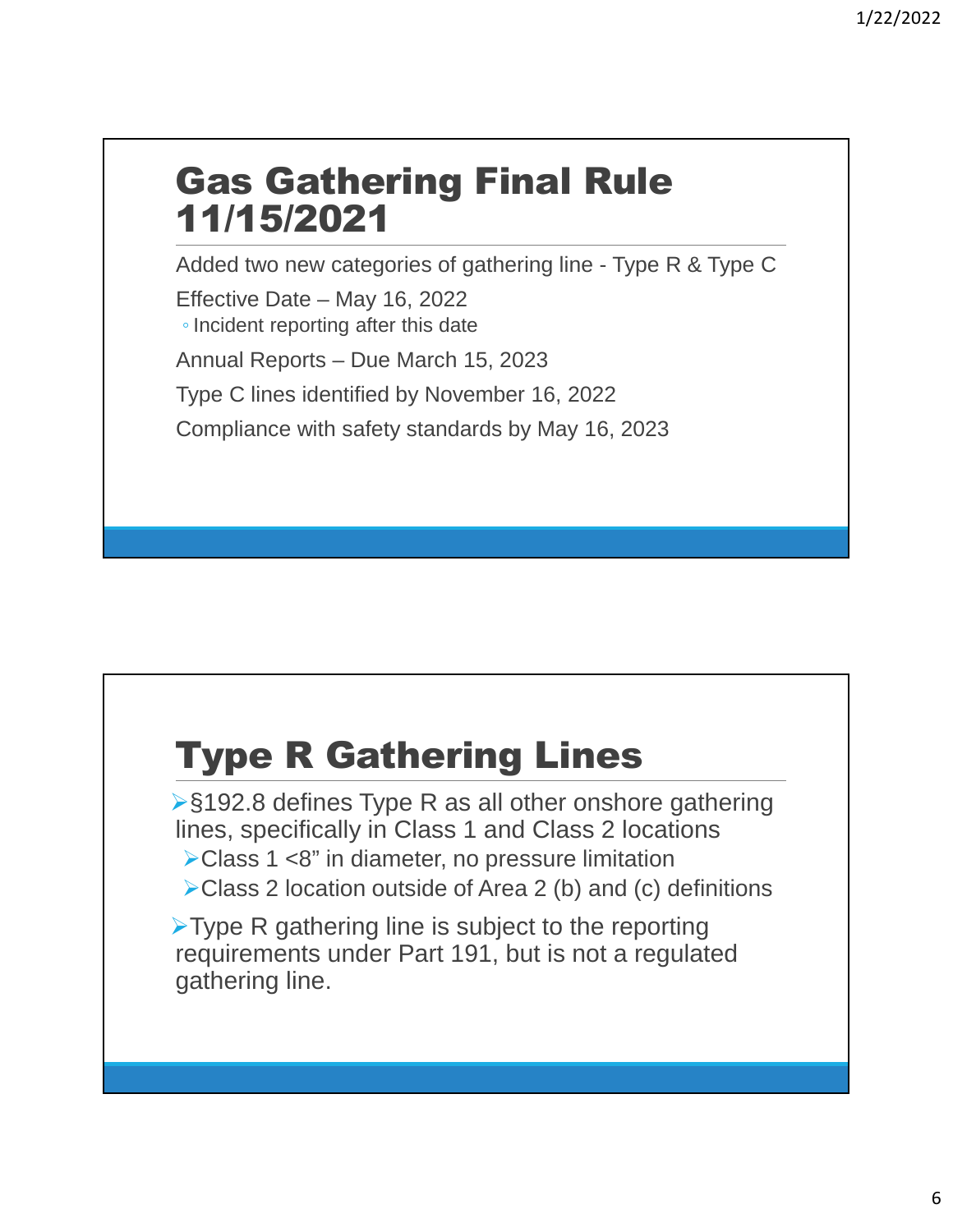# Gas Gathering Final Rule 11/15/2021

Added two new categories of gathering line - Type R & Type C

Effective Date – May 16, 2022

- Incident reporting after this date

Annual Reports – Due March 15, 2023

Type C lines identified by November 16, 2022

Compliance with safety standards by May 16, 2023

# Type R Gathering Lines

- §192.8 defines Type R as all other onshore gathering lines, specifically in Class 1 and Class 2 locations
  - Class 1 <8" in diameter, no pressure limitation
  - Class 2 location outside of Area 2 (b) and (c) definitions
- Type R gathering line is subject to the reporting requirements under Part 191, but is not a regulated gathering line.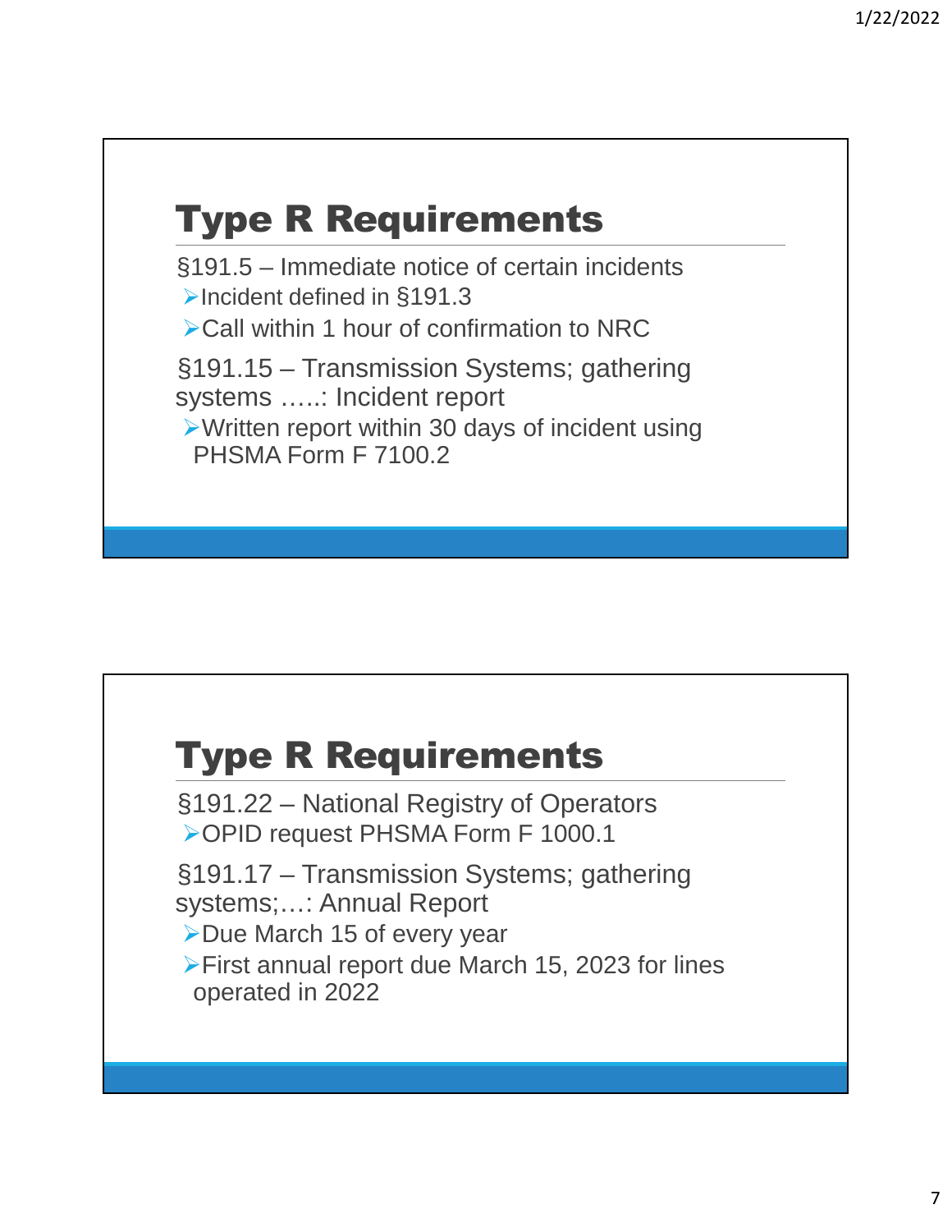## Type R Requirements

§191.5 – Immediate notice of certain incidents

- Incident defined in §191.3
- Call within 1 hour of confirmation to NRC

§191.15 – Transmission Systems; gathering systems …..: Incident report

- Written report within 30 days of incident using PHSMA Form F 7100.2

## Type R Requirements

§191.22 – National Registry of Operators

- OPID request PHSMA Form F 1000.1

§191.17 – Transmission Systems; gathering systems;….: Annual Report

- Due March 15 of every year
- First annual report due March 15, 2023 for lines operated in 2022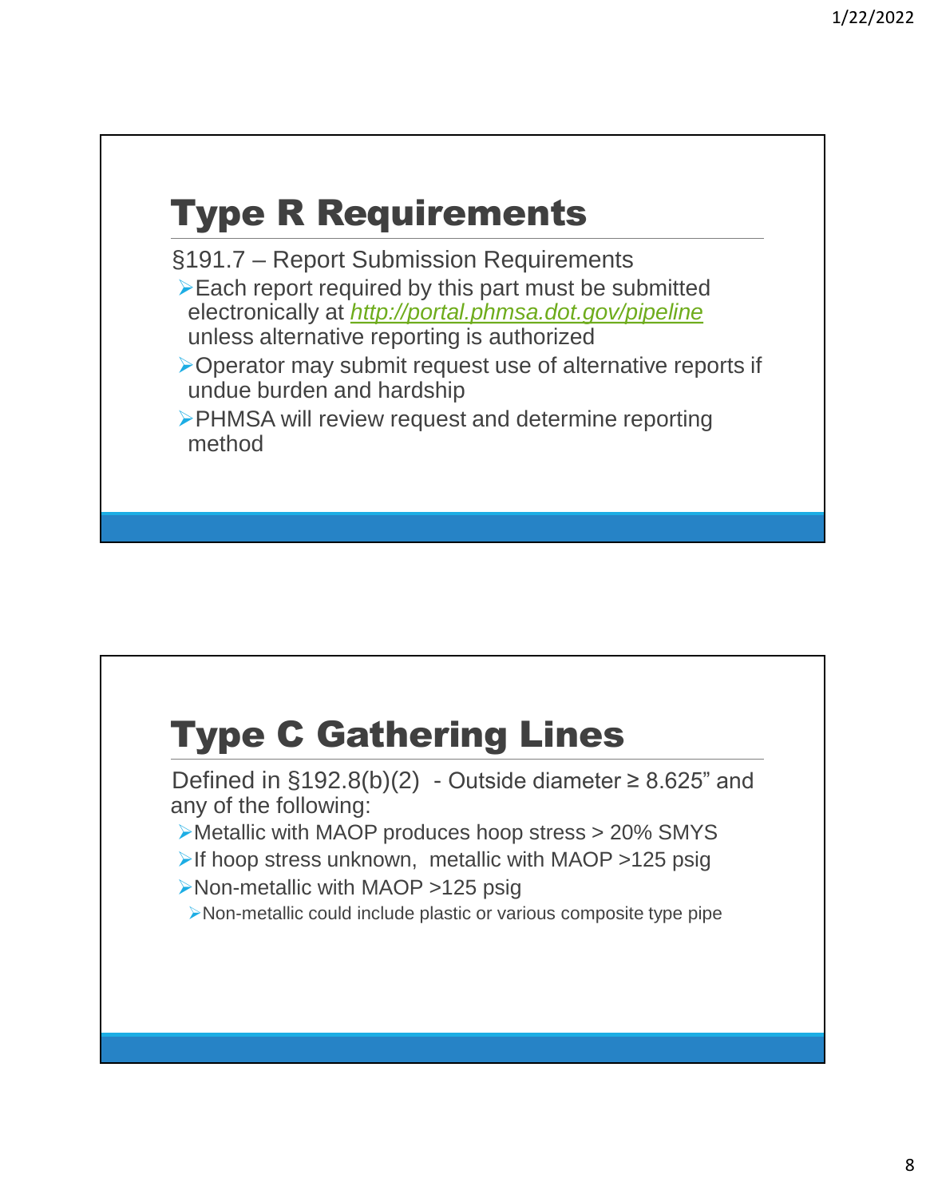## Type R Requirements

§191.7 – Report Submission Requirements

- Each report required by this part must be submitted electronically at *http://portal.phmsa.dot.gov/pipeline* unless alternative reporting is authorized
- Operator may submit request use of alternative reports if undue burden and hardship
- PHMSA will review request and determine reporting method

## Type C Gathering Lines

Defined in §192.8(b)(2) - Outside diameter ≥ 8.625” and any of the following:

- Metallic with MAOP produces hoop stress > 20% SMYS
- If hoop stress unknown, metallic with MAOP >125 psig
- Non-metallic with MAOP >125 psig
  - Non-metallic could include plastic or various composite type pipe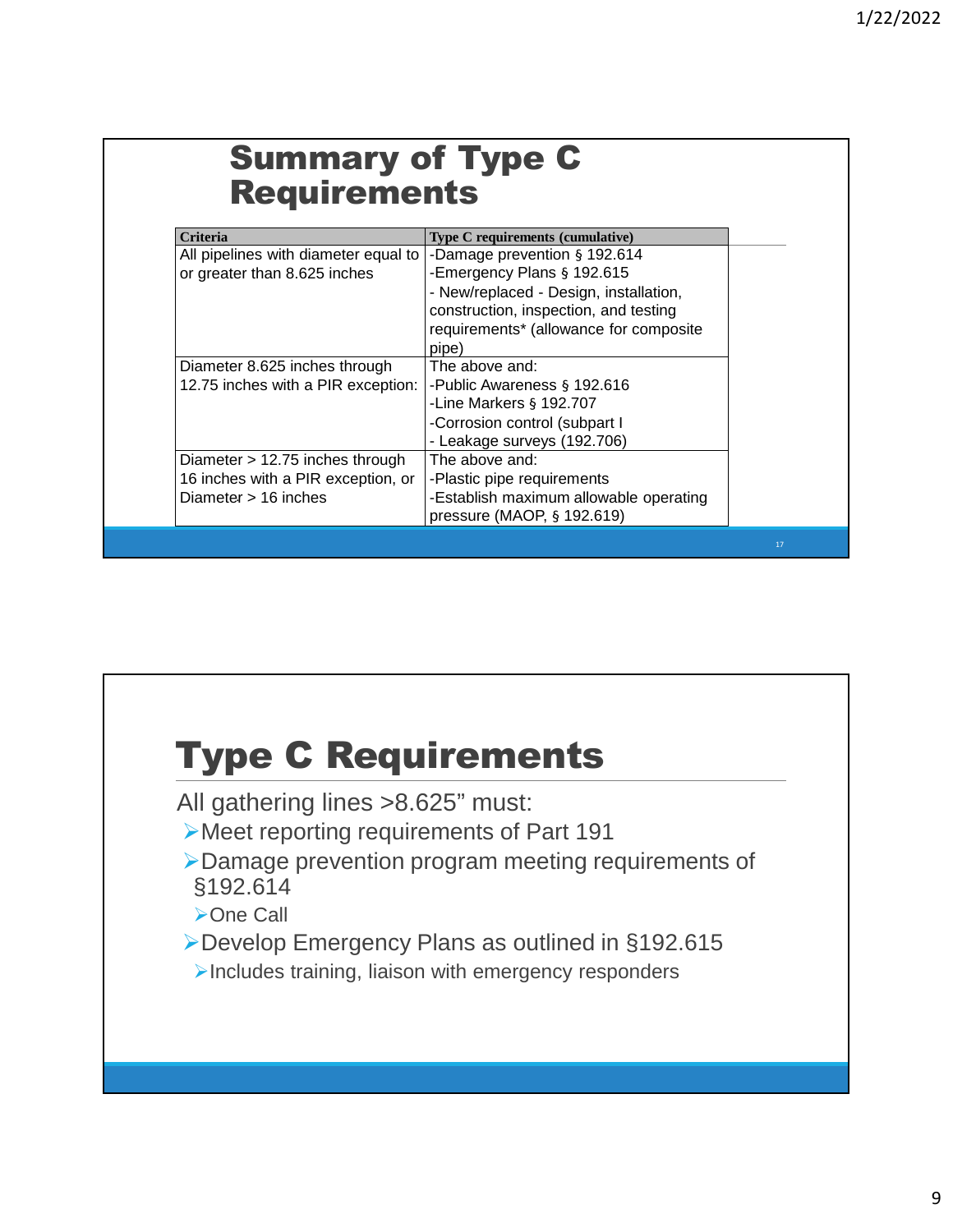## Summary of Type C Requirements

| Criteria | Type C requirements (cumulative) |
|---|---|
| All pipelines with diameter equal to or greater than 8.625 inches | -Damage prevention § 192.614<br>-Emergency Plans § 192.615<br>- New/replaced - Design, installation, construction, inspection, and testing requirements* (allowance for composite pipe) |
| Diameter 8.625 inches through 12.75 inches with a PIR exception: | The above and:<br>-Public Awareness § 192.616<br>-Line Markers § 192.707<br>-Corrosion control (subpart I<br>- Leakage surveys (192.706) |
| Diameter > 12.75 inches through 16 inches with a PIR exception, or Diameter > 16 inches | The above and:<br>-Plastic pipe requirements<br>-Establish maximum allowable operating pressure (MAOP, § 192.619) |

## Type C Requirements

All gathering lines >8.625" must:

- Meet reporting requirements of Part 191
- Damage prevention program meeting requirements of §192.614
  - One Call
- Develop Emergency Plans as outlined in §192.615
  - Includes training, liaison with emergency responders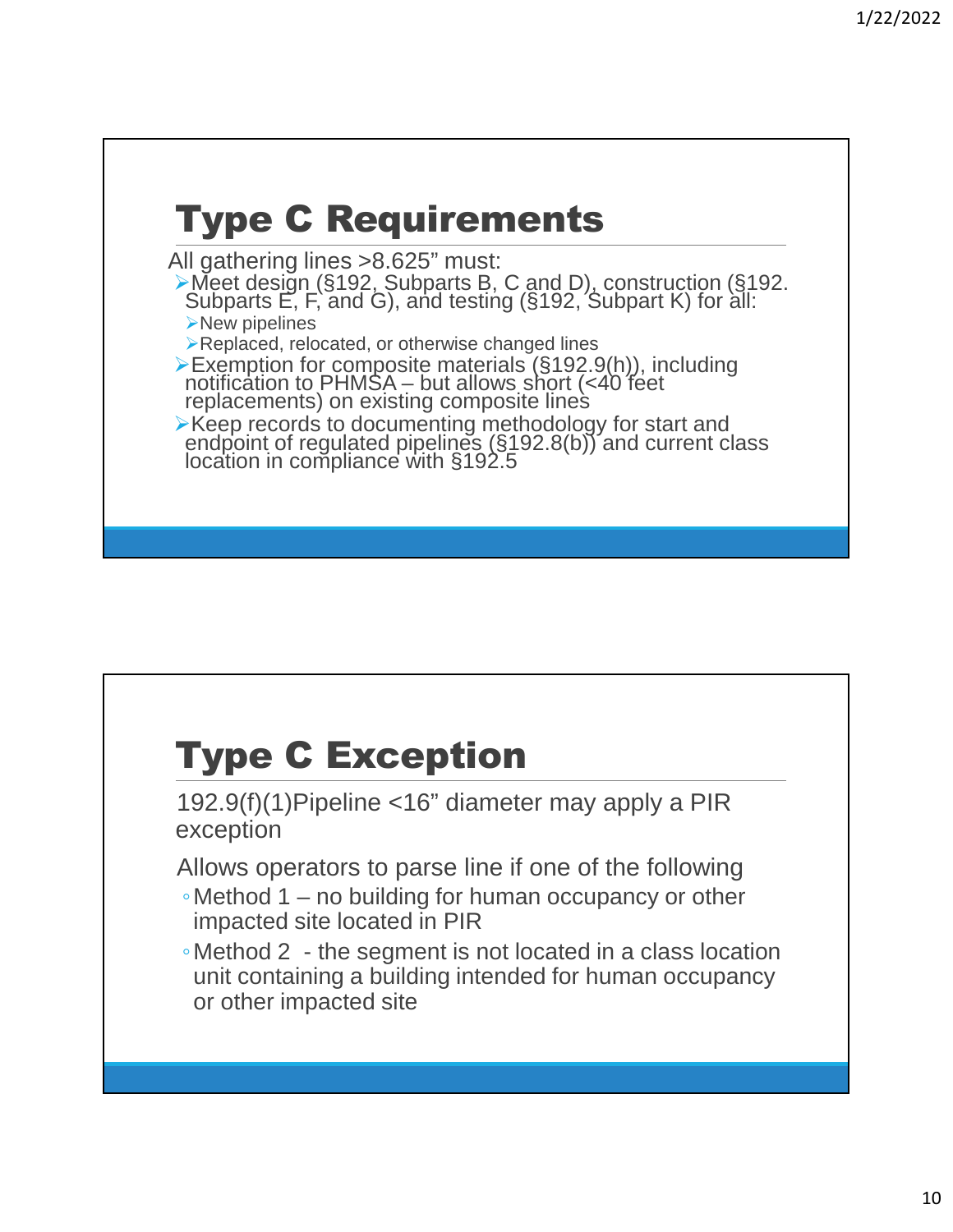# Type C Requirements

All gathering lines >8.625” must:

- Meet design (§192, Subparts B, C and D), construction (§192. Subparts E, F, and G), and testing (§192, Subpart K) for all:
  - New pipelines
  - Replaced, relocated, or otherwise changed lines
- Exemption for composite materials (§192.9(h)), including notification to PHMSA – but allows short (<40 feet replacements) on existing composite lines
- Keep records to documenting methodology for start and endpoint of regulated pipelines (§192.8(b)) and current class location in compliance with §192.5

# Type C Exception

192.9(f)(1)Pipeline <16” diameter may apply a PIR exception

Allows operators to parse line if one of the following

- Method 1 – no building for human occupancy or other impacted site located in PIR
- Method 2 - the segment is not located in a class location unit containing a building intended for human occupancy or other impacted site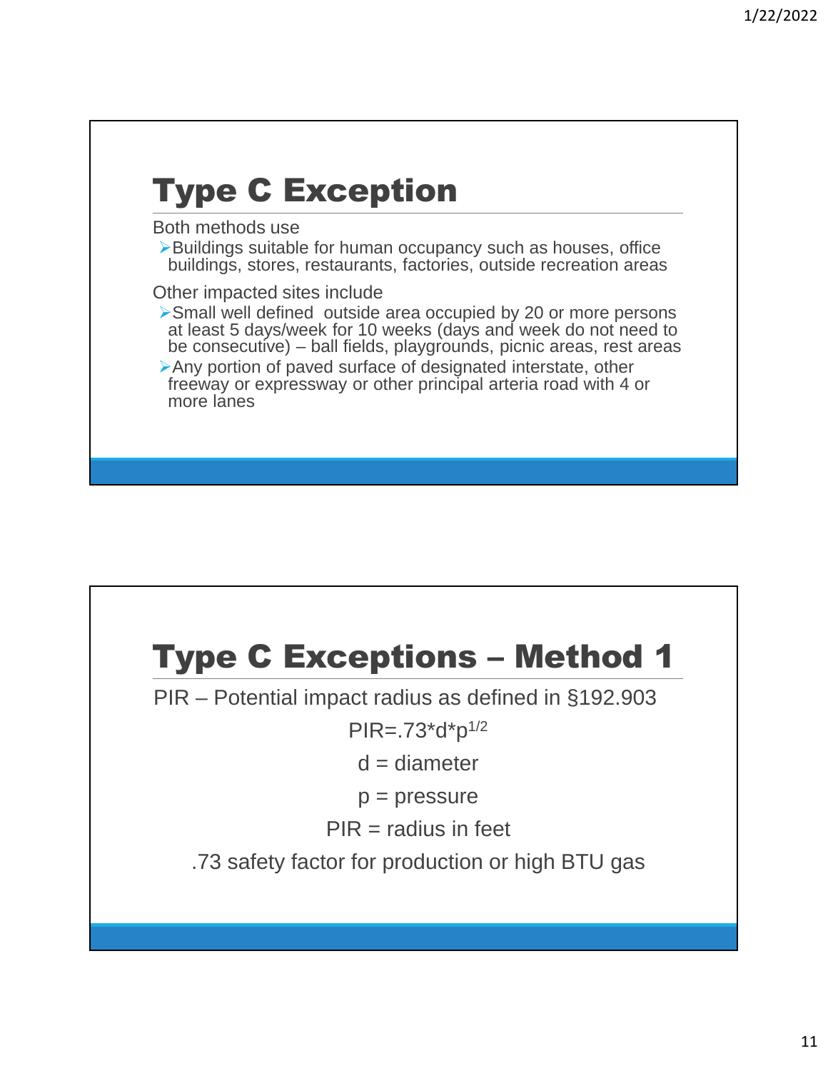## Type C Exception

Both methods use

- Buildings suitable for human occupancy such as houses, office buildings, stores, restaurants, factories, outside recreation areas

Other impacted sites include

- Small well defined outside area occupied by 20 or more persons at least 5 days/week for 10 weeks (days and week do not need to be consecutive) – ball fields, playgrounds, picnic areas, rest areas
- Any portion of paved surface of designated interstate, other freeway or expressway or other principal arteria road with 4 or more lanes

## Type C Exceptions – Method 1

PIR – Potential impact radius as defined in §192.903

$$PIR = .73 * d * p^{1/2}$$

d = diameter

p = pressure

PIR = radius in feet

.73 safety factor for production or high BTU gas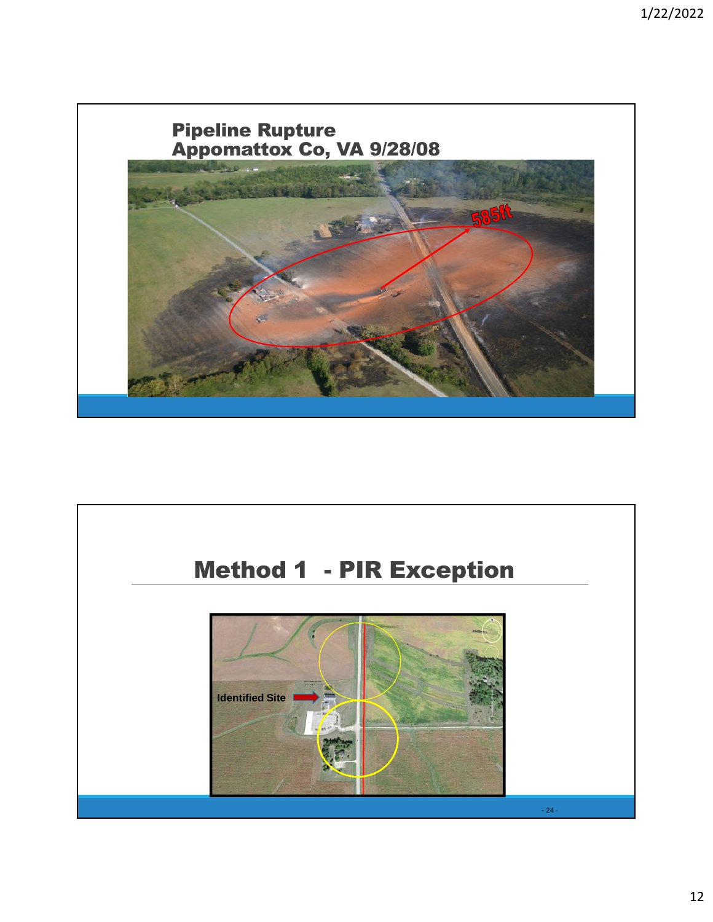## Pipeline Rupture
## Appomattox Co, VA 9/28/08

585ft

# Method 1 - PIR Exception

Identified Site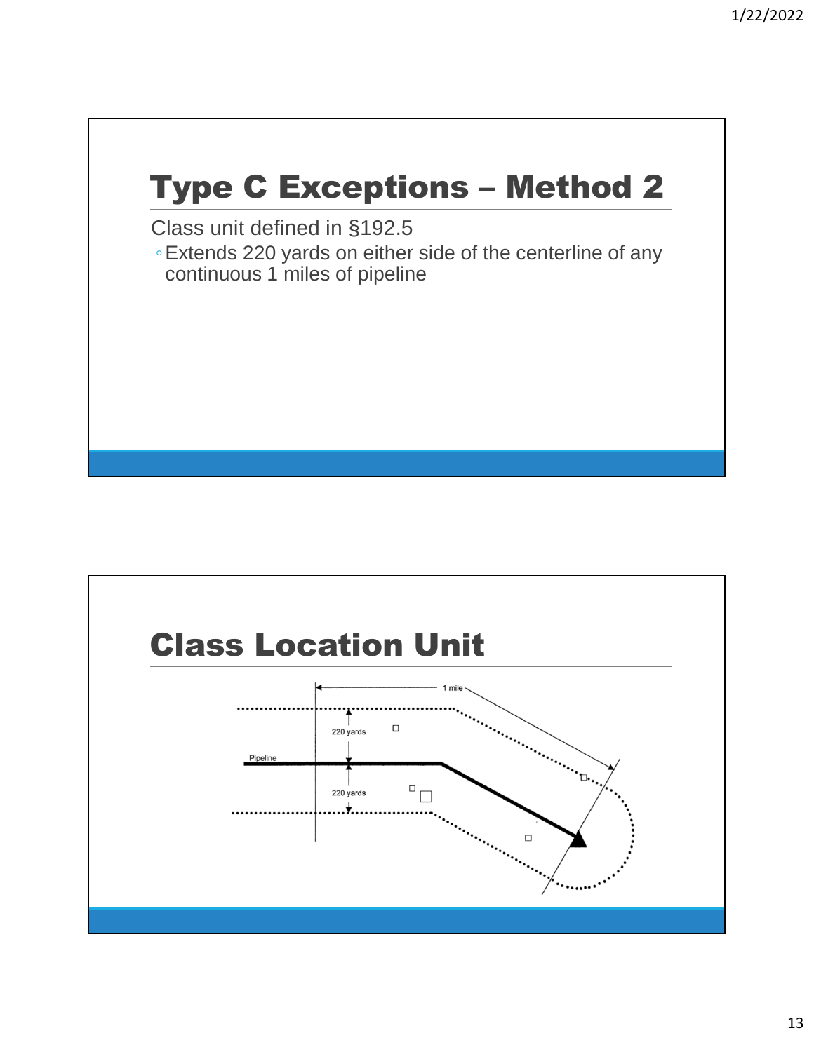# Type C Exceptions – Method 2

Class unit defined in §192.5

- Extends 220 yards on either side of the centerline of any continuous 1 miles of pipeline

# Class Location Unit

1 mile

220 yards

Pipeline

220 yards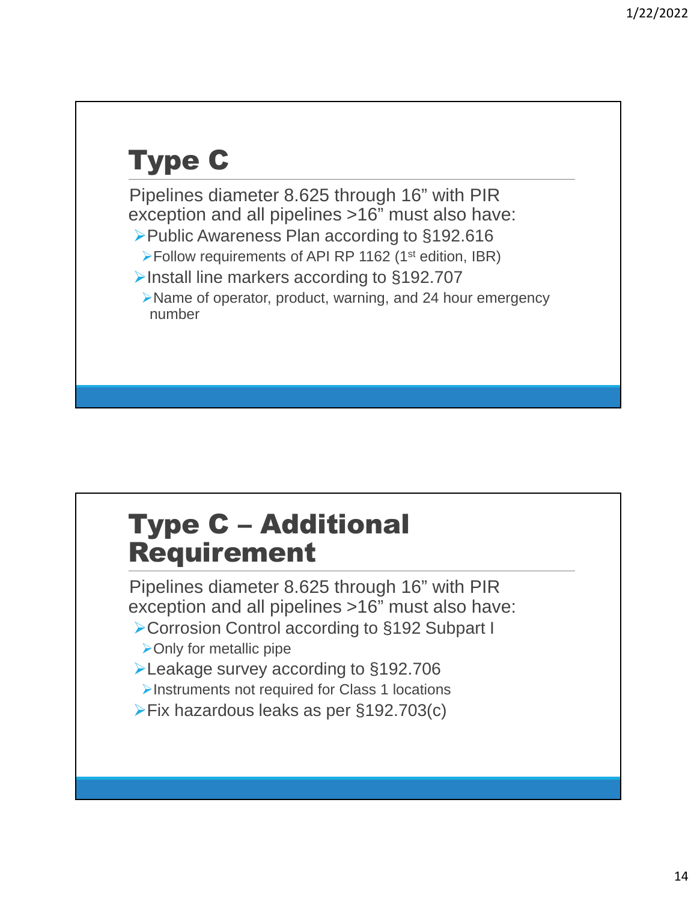# Type C

Pipelines diameter 8.625 through 16” with PIR exception and all pipelines >16” must also have:

- Public Awareness Plan according to §192.616
  - Follow requirements of API RP 1162 (1st edition, IBR)
- Install line markers according to §192.707
  - Name of operator, product, warning, and 24 hour emergency number

# Type C – Additional Requirement

Pipelines diameter 8.625 through 16” with PIR exception and all pipelines >16” must also have:

- Corrosion Control according to §192 Subpart I
  - Only for metallic pipe
- Leakage survey according to §192.706
  - Instruments not required for Class 1 locations
- Fix hazardous leaks as per §192.703(c)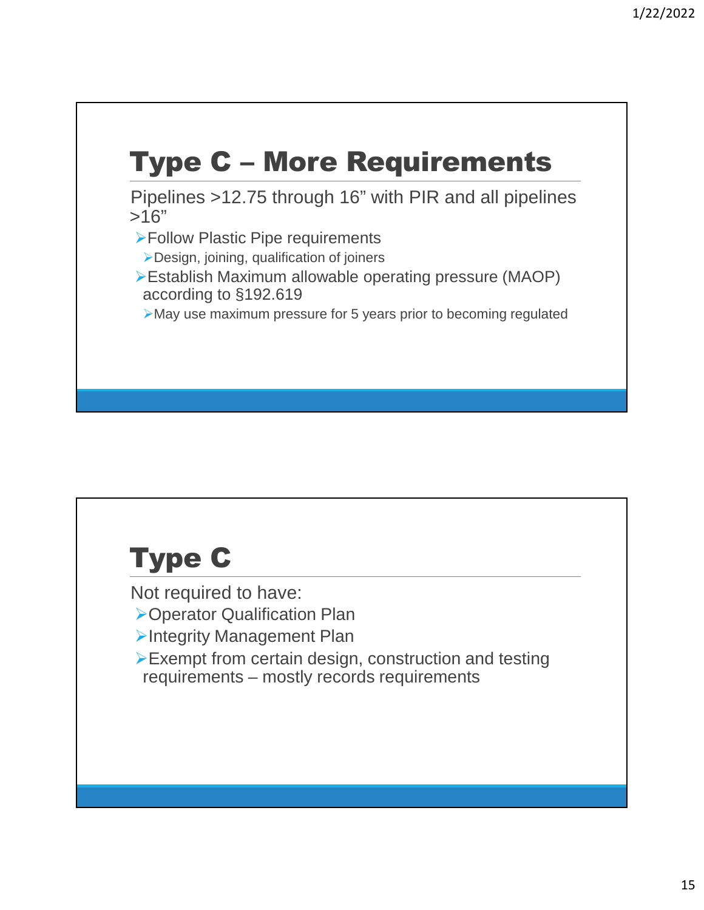## Type C – More Requirements

Pipelines >12.75 through 16" with PIR and all pipelines >16"

- Follow Plastic Pipe requirements
  - Design, joining, qualification of joiners
- Establish Maximum allowable operating pressure (MAOP) according to §192.619
  - May use maximum pressure for 5 years prior to becoming regulated

## Type C

Not required to have:

- Operator Qualification Plan
- Integrity Management Plan
- Exempt from certain design, construction and testing requirements – mostly records requirements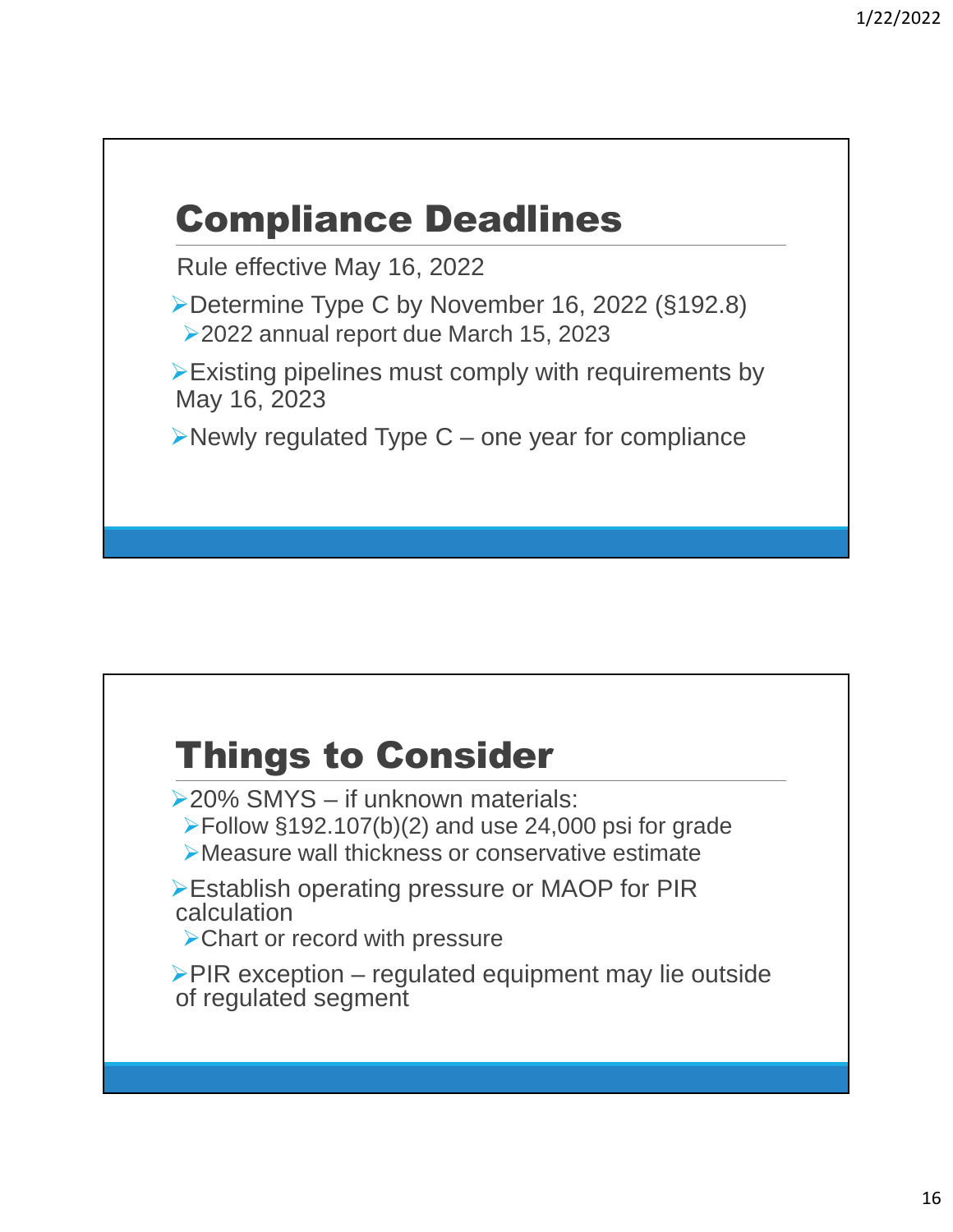## Compliance Deadlines

Rule effective May 16, 2022

- Determine Type C by November 16, 2022 (§192.8)
  - 2022 annual report due March 15, 2023
- Existing pipelines must comply with requirements by May 16, 2023
- Newly regulated Type C – one year for compliance

## Things to Consider

- 20% SMYS – if unknown materials:
  - Follow §192.107(b)(2) and use 24,000 psi for grade
  - Measure wall thickness or conservative estimate
- Establish operating pressure or MAOP for PIR calculation
  - Chart or record with pressure
- PIR exception – regulated equipment may lie outside of regulated segment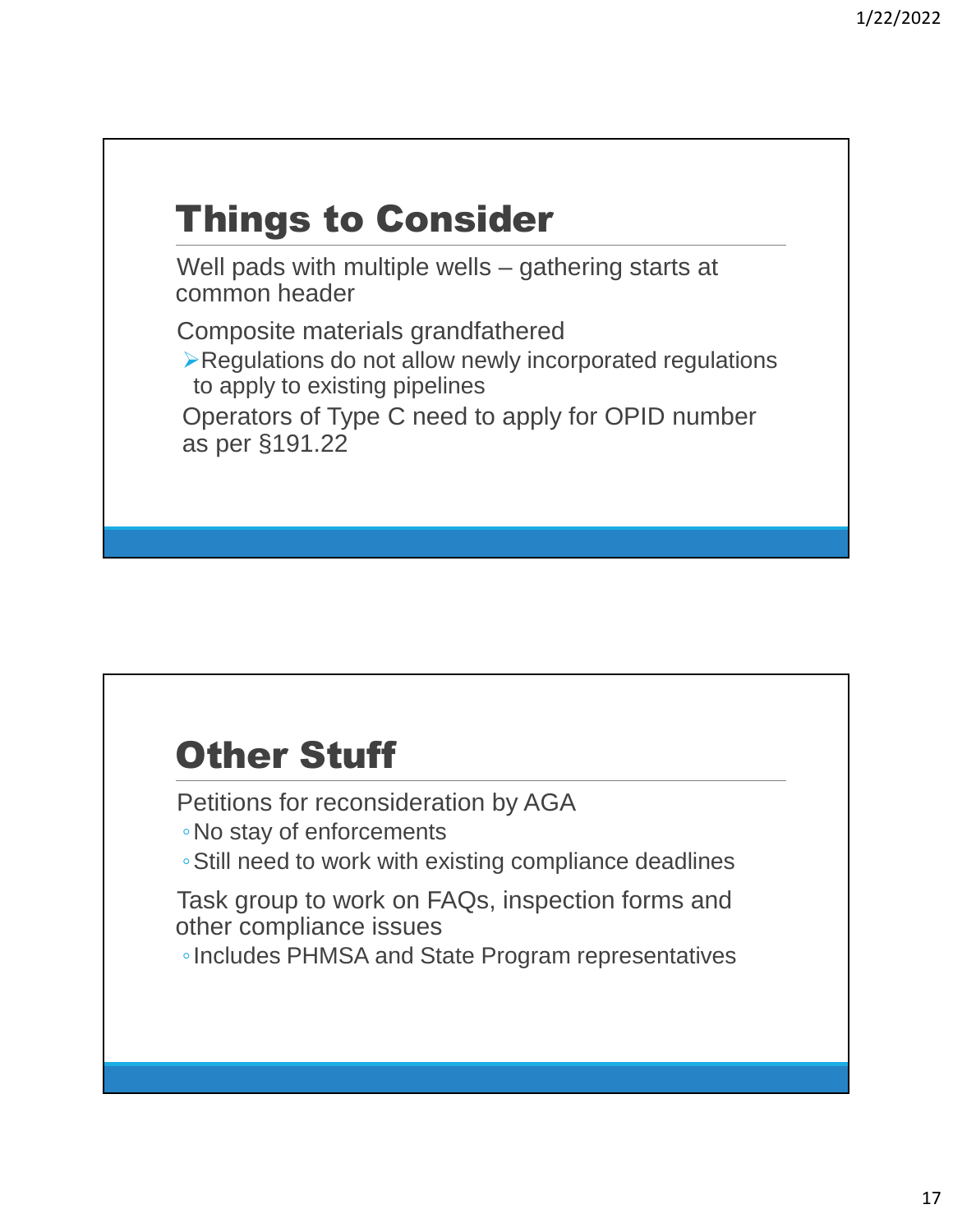## Things to Consider

Well pads with multiple wells – gathering starts at common header

Composite materials grandfathered

- Regulations do not allow newly incorporated regulations to apply to existing pipelines

Operators of Type C need to apply for OPID number as per §191.22

## Other Stuff

Petitions for reconsideration by AGA

- No stay of enforcements
- Still need to work with existing compliance deadlines

Task group to work on FAQs, inspection forms and other compliance issues

- Includes PHMSA and State Program representatives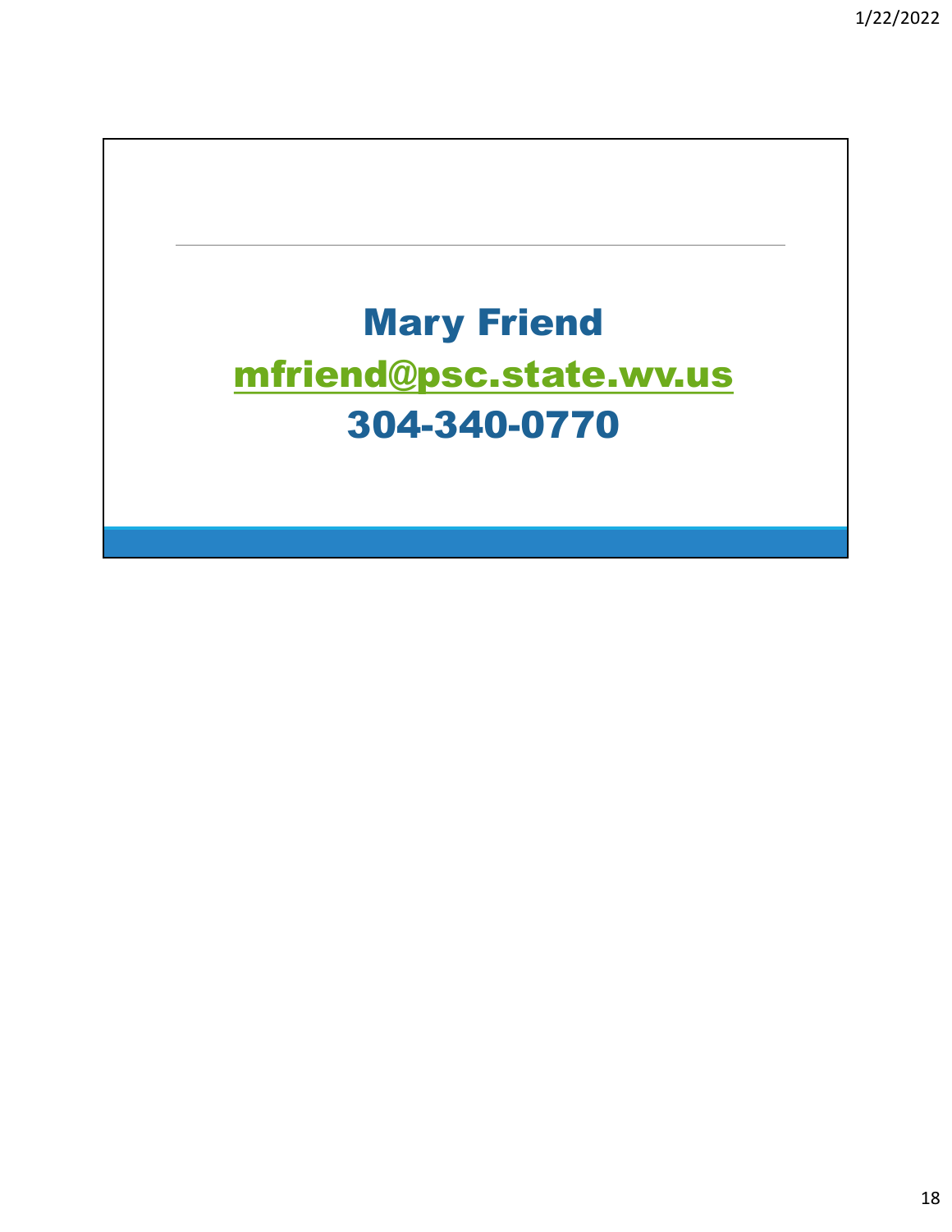Mary Friend

[mfriend@psc.state.wv.us](mailto:mfriend@psc.state.wv.us)

304-340-0770